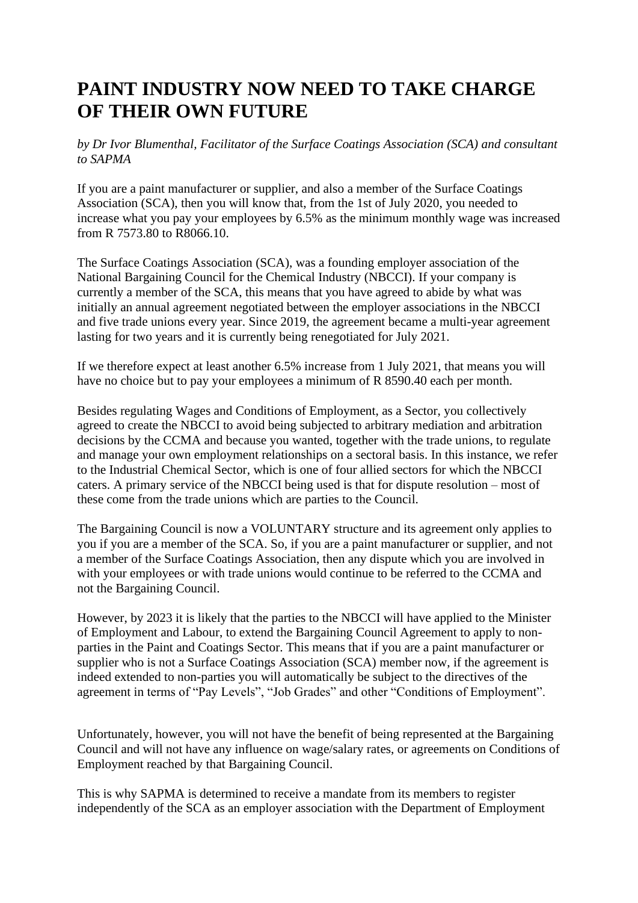# PAINT INDUSTRY NOW NEED TO TAKE CHARGE OF THEIR OWN FUTURE

*by Dr Ivor Blumenthal, Facilitator of the Surface Coatings Association (SCA) and consultant to SAPMA*

If you are a paint manufacturer or supplier, and also a member of the Surface Coatings Association (SCA), then you will know that, from the 1st of July 2020, you needed to increase what you pay your employees by 6.5% as the minimum monthly wage was increased from R 7573.80 to R8066.10.

The Surface Coatings Association (SCA), was a founding employer association of the National Bargaining Council for the Chemical Industry (NBCCI). If your company is currently a member of the SCA, this means that you have agreed to abide by what was initially an annual agreement negotiated between the employer associations in the NBCCI and five trade unions every year. Since 2019, the agreement became a multi-year agreement lasting for two years and it is currently being renegotiated for July 2021.

If we therefore expect at least another 6.5% increase from 1 July 2021, that means you will have no choice but to pay your employees a minimum of R 8590.40 each per month.

Besides regulating Wages and Conditions of Employment, as a Sector, you collectively agreed to create the NBCCI to avoid being subjected to arbitrary mediation and arbitration decisions by the CCMA and because you wanted, together with the trade unions, to regulate and manage your own employment relationships on a sectoral basis. In this instance, we refer to the Industrial Chemical Sector, which is one of four allied sectors for which the NBCCI caters. A primary service of the NBCCI being used is that for dispute resolution – most of these come from the trade unions which are parties to the Council.

The Bargaining Council is now a VOLUNTARY structure and its agreement only applies to you if you are a member of the SCA. So, if you are a paint manufacturer or supplier, and not a member of the Surface Coatings Association, then any dispute which you are involved in with your employees or with trade unions would continue to be referred to the CCMA and not the Bargaining Council.

However, by 2023 it is likely that the parties to the NBCCI will have applied to the Minister of Employment and Labour, to extend the Bargaining Council Agreement to apply to non-parties in the Paint and Coatings Sector. This means that if you are a paint manufacturer or supplier who is not a Surface Coatings Association (SCA) member now, if the agreement is indeed extended to non-parties you will automatically be subject to the directives of the agreement in terms of "Pay Levels", "Job Grades" and other "Conditions of Employment".

Unfortunately, however, you will not have the benefit of being represented at the Bargaining Council and will not have any influence on wage/salary rates, or agreements on Conditions of Employment reached by that Bargaining Council.

This is why SAPMA is determined to receive a mandate from its members to register independently of the SCA as an employer association with the Department of Employment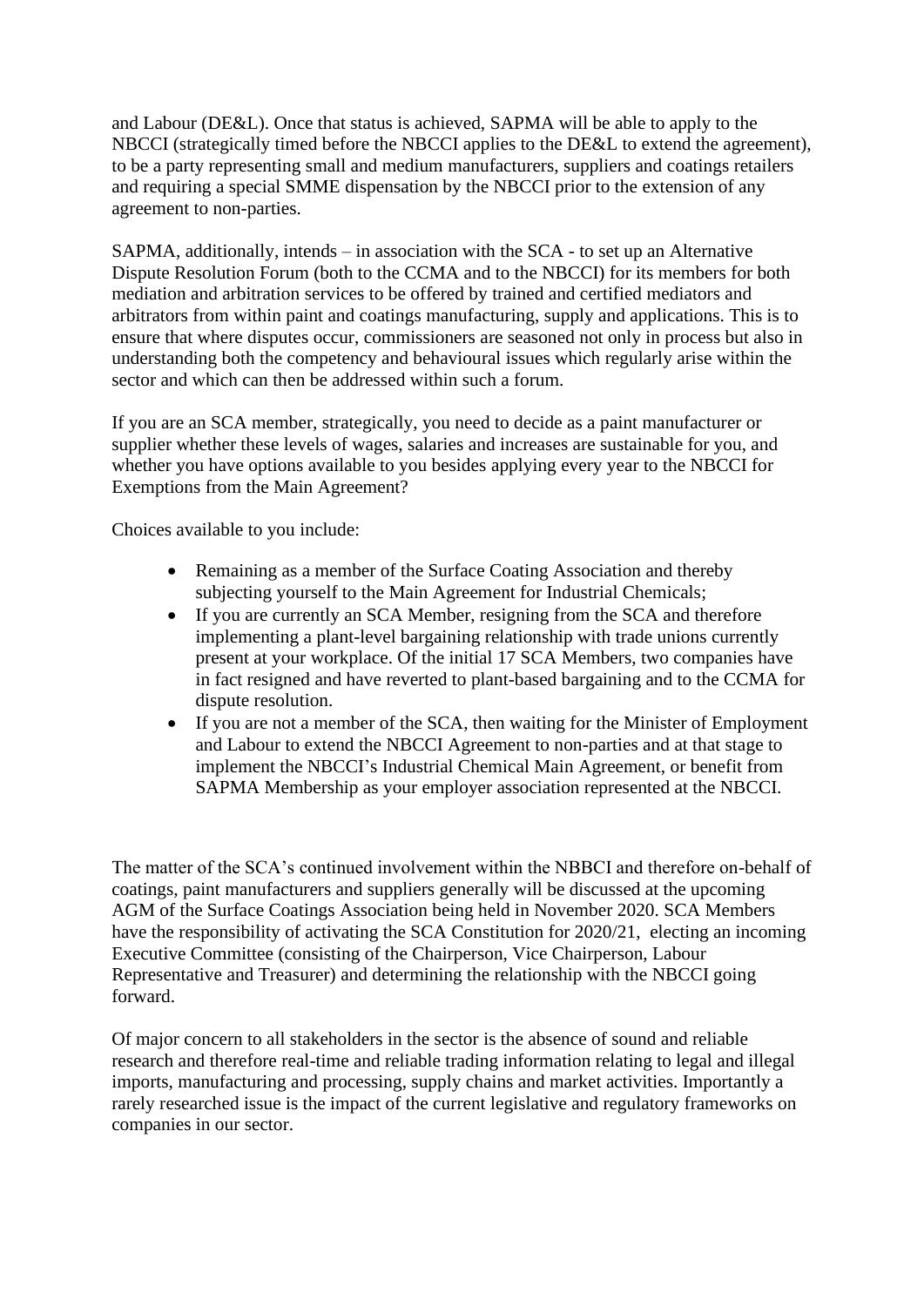and Labour (DE&L). Once that status is achieved, SAPMA will be able to apply to the NBCCI (strategically timed before the NBCCI applies to the DE&L to extend the agreement), to be a party representing small and medium manufacturers, suppliers and coatings retailers and requiring a special SMME dispensation by the NBCCI prior to the extension of any agreement to non-parties.

SAPMA, additionally, intends – in association with the SCA - to set up an Alternative Dispute Resolution Forum (both to the CCMA and to the NBCCI) for its members for both mediation and arbitration services to be offered by trained and certified mediators and arbitrators from within paint and coatings manufacturing, supply and applications. This is to ensure that where disputes occur, commissioners are seasoned not only in process but also in understanding both the competency and behavioural issues which regularly arise within the sector and which can then be addressed within such a forum.

If you are an SCA member, strategically, you need to decide as a paint manufacturer or supplier whether these levels of wages, salaries and increases are sustainable for you, and whether you have options available to you besides applying every year to the NBCCI for Exemptions from the Main Agreement?

Choices available to you include:

- Remaining as a member of the Surface Coating Association and thereby subjecting yourself to the Main Agreement for Industrial Chemicals;
- If you are currently an SCA Member, resigning from the SCA and therefore implementing a plant-level bargaining relationship with trade unions currently present at your workplace. Of the initial 17 SCA Members, two companies have in fact resigned and have reverted to plant-based bargaining and to the CCMA for dispute resolution.
- If you are not a member of the SCA, then waiting for the Minister of Employment and Labour to extend the NBCCI Agreement to non-parties and at that stage to implement the NBCCI's Industrial Chemical Main Agreement, or benefit from SAPMA Membership as your employer association represented at the NBCCI.

The matter of the SCA's continued involvement within the NBBCI and therefore on-behalf of coatings, paint manufacturers and suppliers generally will be discussed at the upcoming AGM of the Surface Coatings Association being held in November 2020. SCA Members have the responsibility of activating the SCA Constitution for 2020/21, electing an incoming Executive Committee (consisting of the Chairperson, Vice Chairperson, Labour Representative and Treasurer) and determining the relationship with the NBCCI going forward.

Of major concern to all stakeholders in the sector is the absence of sound and reliable research and therefore real-time and reliable trading information relating to legal and illegal imports, manufacturing and processing, supply chains and market activities. Importantly a rarely researched issue is the impact of the current legislative and regulatory frameworks on companies in our sector.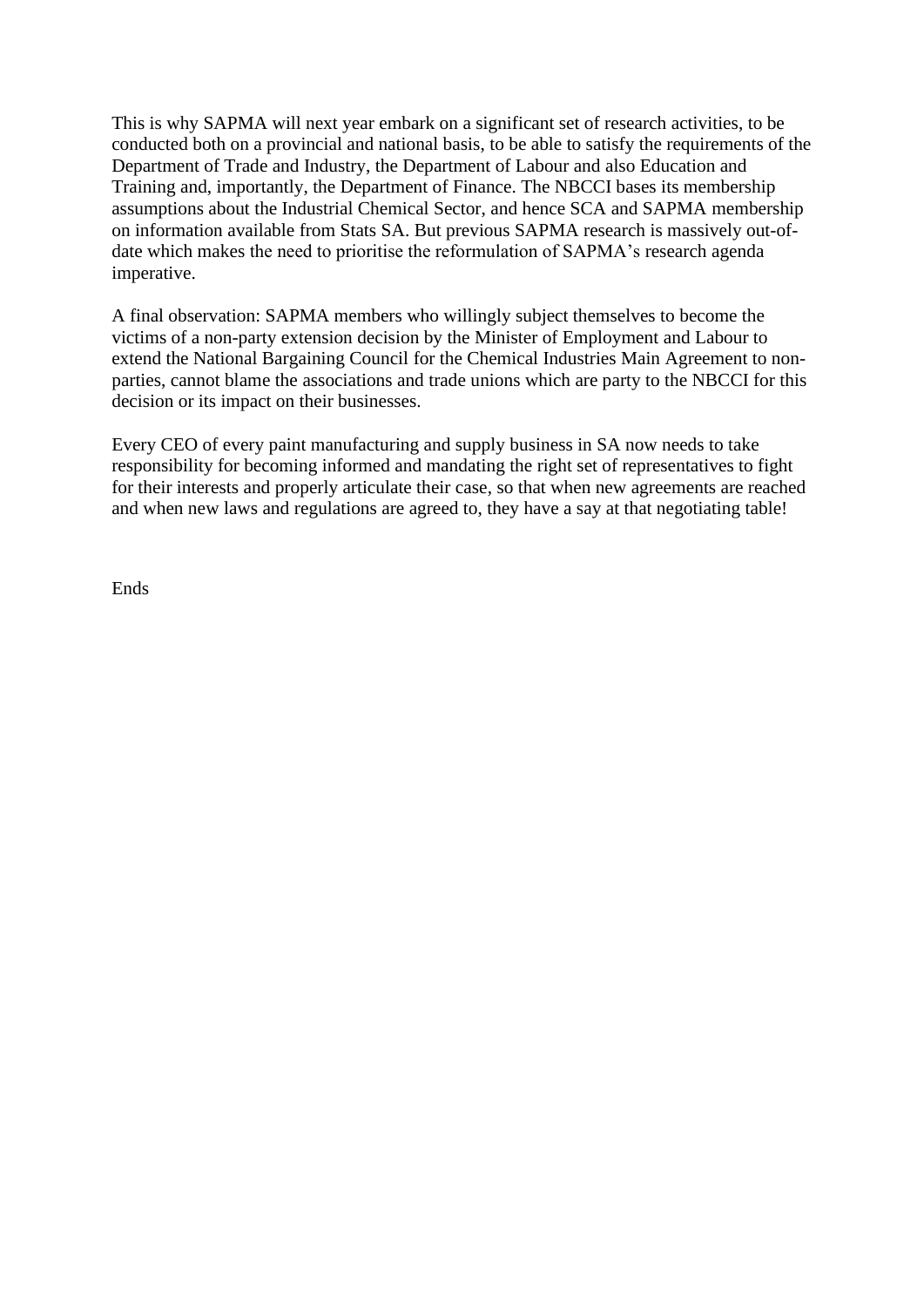This is why SAPMA will next year embark on a significant set of research activities, to be conducted both on a provincial and national basis, to be able to satisfy the requirements of the Department of Trade and Industry, the Department of Labour and also Education and Training and, importantly, the Department of Finance. The NBCCI bases its membership assumptions about the Industrial Chemical Sector, and hence SCA and SAPMA membership on information available from Stats SA. But previous SAPMA research is massively out-of-date which makes the need to prioritise the reformulation of SAPMA's research agenda imperative.

A final observation: SAPMA members who willingly subject themselves to become the victims of a non-party extension decision by the Minister of Employment and Labour to extend the National Bargaining Council for the Chemical Industries Main Agreement to non-parties, cannot blame the associations and trade unions which are party to the NBCCI for this decision or its impact on their businesses.

Every CEO of every paint manufacturing and supply business in SA now needs to take responsibility for becoming informed and mandating the right set of representatives to fight for their interests and properly articulate their case, so that when new agreements are reached and when new laws and regulations are agreed to, they have a say at that negotiating table!

Ends